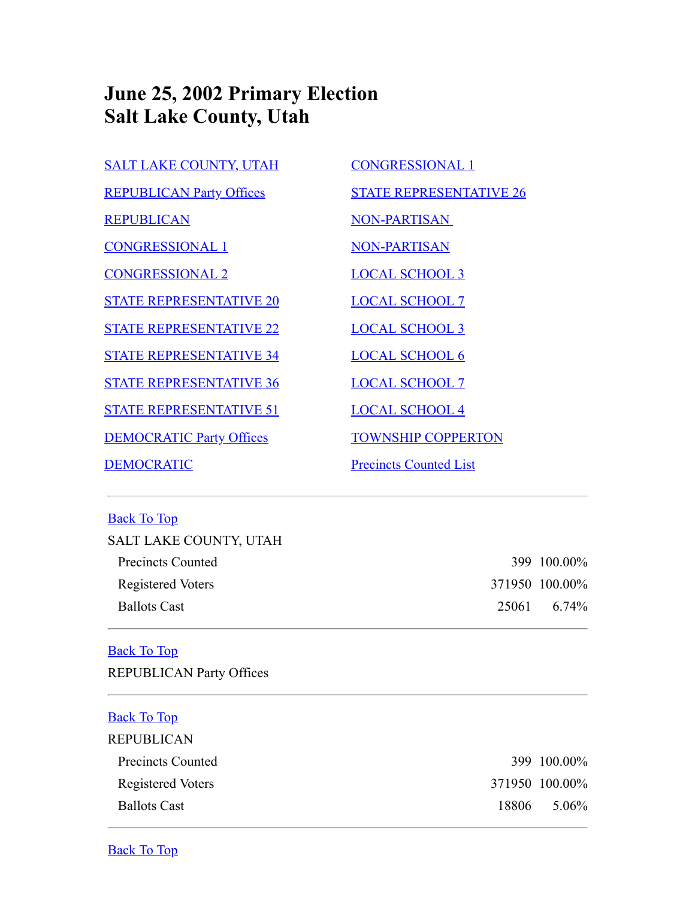# June 25, 2002 Primary Election
# Salt Lake County, Utah

- SALT LAKE COUNTY, UTAH
- REPUBLICAN Party Offices
- REPUBLICAN
- CONGRESSIONAL 1
- CONGRESSIONAL 2
- STATE REPRESENTATIVE 20
- STATE REPRESENTATIVE 22
- STATE REPRESENTATIVE 34
- STATE REPRESENTATIVE 36
- STATE REPRESENTATIVE 51
- DEMOCRATIC Party Offices
- DEMOCRATIC
- CONGRESSIONAL 1
- STATE REPRESENTATIVE 26
- NON-PARTISAN
- NON-PARTISAN
- LOCAL SCHOOL 3
- LOCAL SCHOOL 7
- LOCAL SCHOOL 3
- LOCAL SCHOOL 6
- LOCAL SCHOOL 7
- LOCAL SCHOOL 4
- TOWNSHIP COPPERTON
- Precincts Counted List

---

Back To Top

SALT LAKE COUNTY, UTAH

| | | |
|---|---|---|
| Precincts Counted | 399 | 100.00% |
| Registered Voters | 371950 | 100.00% |
| Ballots Cast | 25061 | 6.74% |

---

Back To Top

REPUBLICAN Party Offices

---

Back To Top

REPUBLICAN

| | | |
|---|---|---|
| Precincts Counted | 399 | 100.00% |
| Registered Voters | 371950 | 100.00% |
| Ballots Cast | 18806 | 5.06% |

---

Back To Top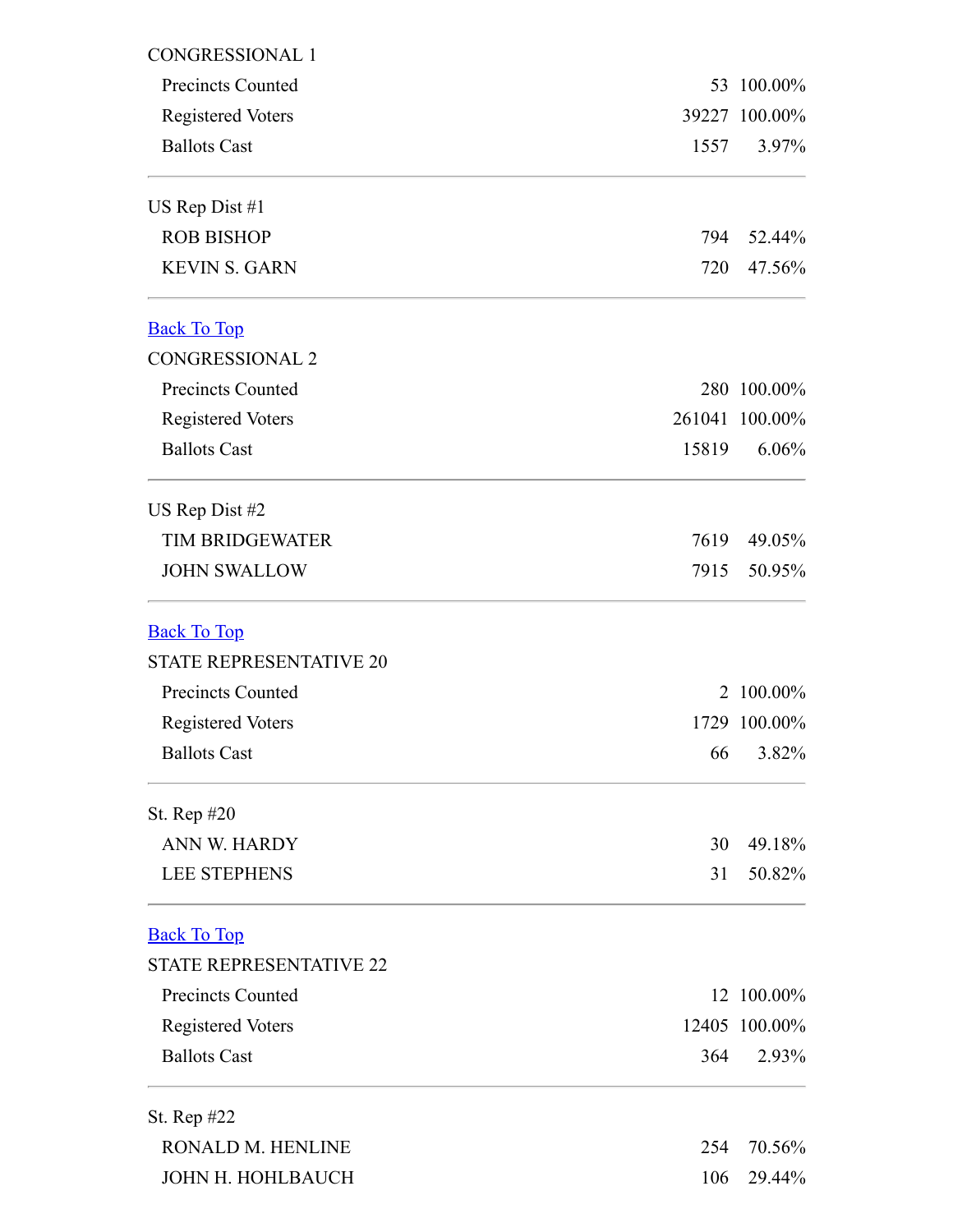CONGRESSIONAL 1

| | | |
|---|---|---|
| Precincts Counted | 53 | 100.00% |
| Registered Voters | 39227 | 100.00% |
| Ballots Cast | 1557 | 3.97% |

---

US Rep Dist #1

| | | |
|---|---|---|
| ROB BISHOP | 794 | 52.44% |
| KEVIN S. GARN | 720 | 47.56% |

---

Back To Top

CONGRESSIONAL 2

| | | |
|---|---|---|
| Precincts Counted | 280 | 100.00% |
| Registered Voters | 261041 | 100.00% |
| Ballots Cast | 15819 | 6.06% |

---

US Rep Dist #2

| | | |
|---|---|---|
| TIM BRIDGEWATER | 7619 | 49.05% |
| JOHN SWALLOW | 7915 | 50.95% |

---

Back To Top

STATE REPRESENTATIVE 20

| | | |
|---|---|---|
| Precincts Counted | 2 | 100.00% |
| Registered Voters | 1729 | 100.00% |
| Ballots Cast | 66 | 3.82% |

---

St. Rep #20

| | | |
|---|---|---|
| ANN W. HARDY | 30 | 49.18% |
| LEE STEPHENS | 31 | 50.82% |

---

Back To Top

STATE REPRESENTATIVE 22

| | | |
|---|---|---|
| Precincts Counted | 12 | 100.00% |
| Registered Voters | 12405 | 100.00% |
| Ballots Cast | 364 | 2.93% |

---

St. Rep #22

| | | |
|---|---|---|
| RONALD M. HENLINE | 254 | 70.56% |
| JOHN H. HOHLBAUCH | 106 | 29.44% |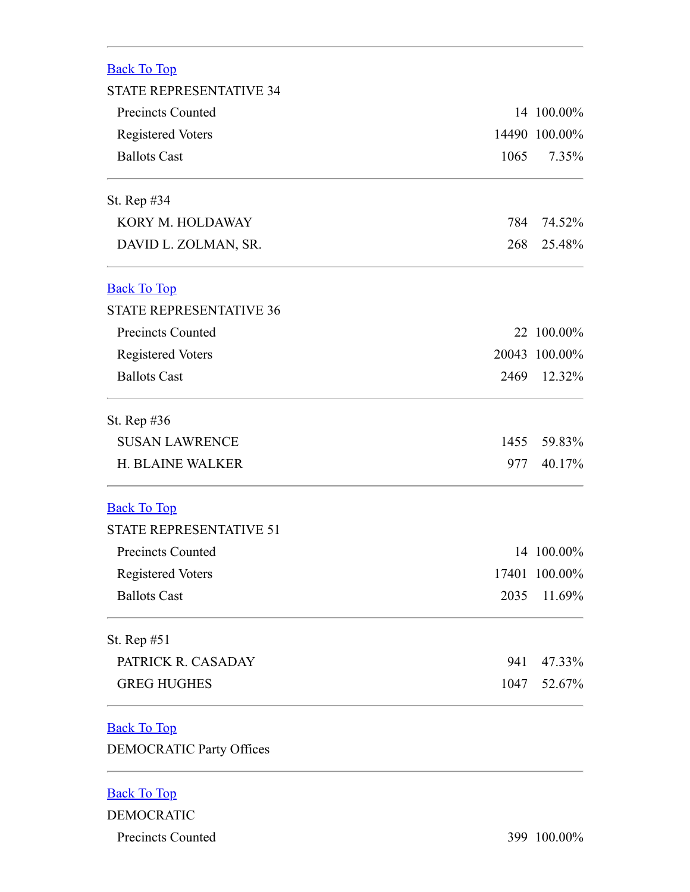[Back To Top]

STATE REPRESENTATIVE 34

| | | |
|---|---|---|
| Precincts Counted | 14 | 100.00% |
| Registered Voters | 14490 | 100.00% |
| Ballots Cast | 1065 | 7.35% |

St. Rep #34

| | | |
|---|---|---|
| KORY M. HOLDAWAY | 784 | 74.52% |
| DAVID L. ZOLMAN, SR. | 268 | 25.48% |

[Back To Top]

STATE REPRESENTATIVE 36

| | | |
|---|---|---|
| Precincts Counted | 22 | 100.00% |
| Registered Voters | 20043 | 100.00% |
| Ballots Cast | 2469 | 12.32% |

St. Rep #36

| | | |
|---|---|---|
| SUSAN LAWRENCE | 1455 | 59.83% |
| H. BLAINE WALKER | 977 | 40.17% |

[Back To Top]

STATE REPRESENTATIVE 51

| | | |
|---|---|---|
| Precincts Counted | 14 | 100.00% |
| Registered Voters | 17401 | 100.00% |
| Ballots Cast | 2035 | 11.69% |

St. Rep #51

| | | |
|---|---|---|
| PATRICK R. CASADAY | 941 | 47.33% |
| GREG HUGHES | 1047 | 52.67% |

[Back To Top]

DEMOCRATIC Party Offices

[Back To Top]

DEMOCRATIC

| | | |
|---|---|---|
| Precincts Counted | 399 | 100.00% |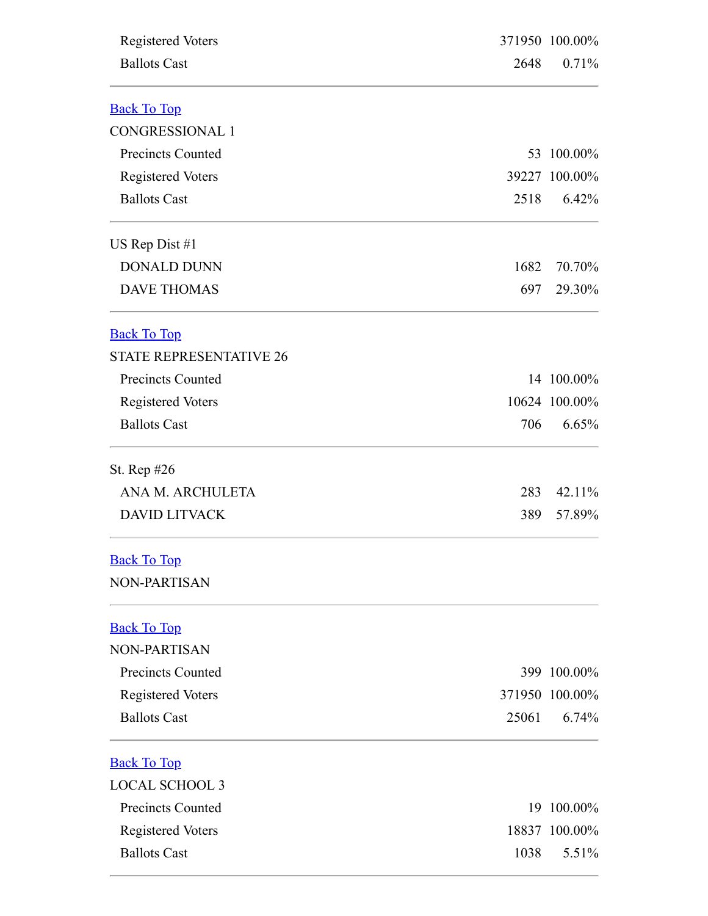| | | |
|---|---|---|
| Registered Voters | 371950 | 100.00% |
| Ballots Cast | 2648 | 0.71% |

---

[Back To Top]

CONGRESSIONAL 1

| | | |
|---|---|---|
| Precincts Counted | 53 | 100.00% |
| Registered Voters | 39227 | 100.00% |
| Ballots Cast | 2518 | 6.42% |

---

US Rep Dist #1

| | | |
|---|---|---|
| DONALD DUNN | 1682 | 70.70% |
| DAVE THOMAS | 697 | 29.30% |

---

[Back To Top]

STATE REPRESENTATIVE 26

| | | |
|---|---|---|
| Precincts Counted | 14 | 100.00% |
| Registered Voters | 10624 | 100.00% |
| Ballots Cast | 706 | 6.65% |

---

St. Rep #26

| | | |
|---|---|---|
| ANA M. ARCHULETA | 283 | 42.11% |
| DAVID LITVACK | 389 | 57.89% |

---

[Back To Top]

NON-PARTISAN

---

[Back To Top]

NON-PARTISAN

| | | |
|---|---|---|
| Precincts Counted | 399 | 100.00% |
| Registered Voters | 371950 | 100.00% |
| Ballots Cast | 25061 | 6.74% |

---

[Back To Top]

LOCAL SCHOOL 3

| | | |
|---|---|---|
| Precincts Counted | 19 | 100.00% |
| Registered Voters | 18837 | 100.00% |
| Ballots Cast | 1038 | 5.51% |

---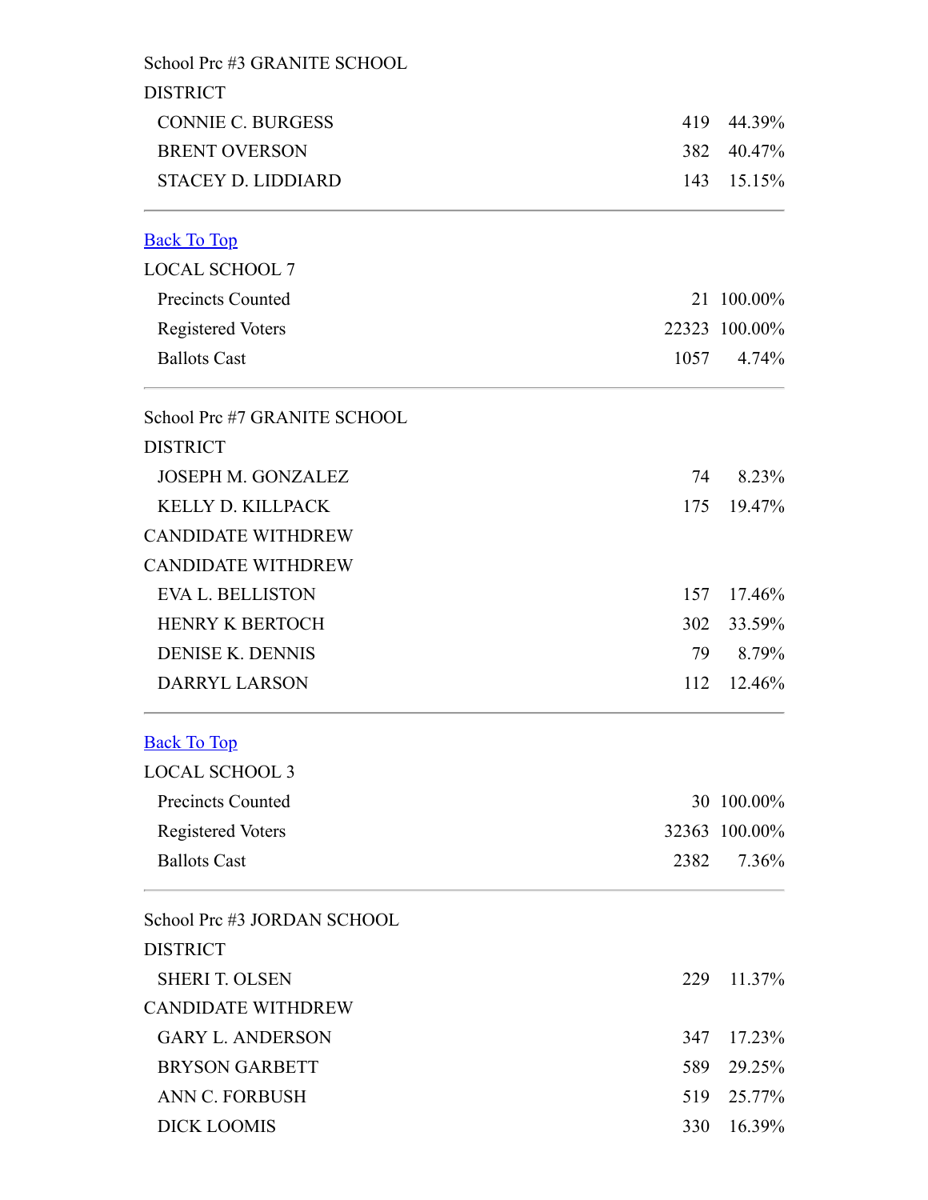School Prc #3 GRANITE SCHOOL DISTRICT

| | | |
|---|---|---|
| CONNIE C. BURGESS | 419 | 44.39% |
| BRENT OVERSON | 382 | 40.47% |
| STACEY D. LIDDIARD | 143 | 15.15% |

---

Back To Top

LOCAL SCHOOL 7

| | | |
|---|---|---|
| Precincts Counted | 21 | 100.00% |
| Registered Voters | 22323 | 100.00% |
| Ballots Cast | 1057 | 4.74% |

---

School Prc #7 GRANITE SCHOOL DISTRICT

| | | |
|---|---|---|
| JOSEPH M. GONZALEZ | 74 | 8.23% |
| KELLY D. KILLPACK | 175 | 19.47% |
| CANDIDATE WITHDREW | | |
| CANDIDATE WITHDREW | | |
| EVA L. BELLISTON | 157 | 17.46% |
| HENRY K BERTOCH | 302 | 33.59% |
| DENISE K. DENNIS | 79 | 8.79% |
| DARRYL LARSON | 112 | 12.46% |

---

Back To Top

LOCAL SCHOOL 3

| | | |
|---|---|---|
| Precincts Counted | 30 | 100.00% |
| Registered Voters | 32363 | 100.00% |
| Ballots Cast | 2382 | 7.36% |

---

School Prc #3 JORDAN SCHOOL DISTRICT

| | | |
|---|---|---|
| SHERI T. OLSEN | 229 | 11.37% |
| CANDIDATE WITHDREW | | |
| GARY L. ANDERSON | 347 | 17.23% |
| BRYSON GARBETT | 589 | 29.25% |
| ANN C. FORBUSH | 519 | 25.77% |
| DICK LOOMIS | 330 | 16.39% |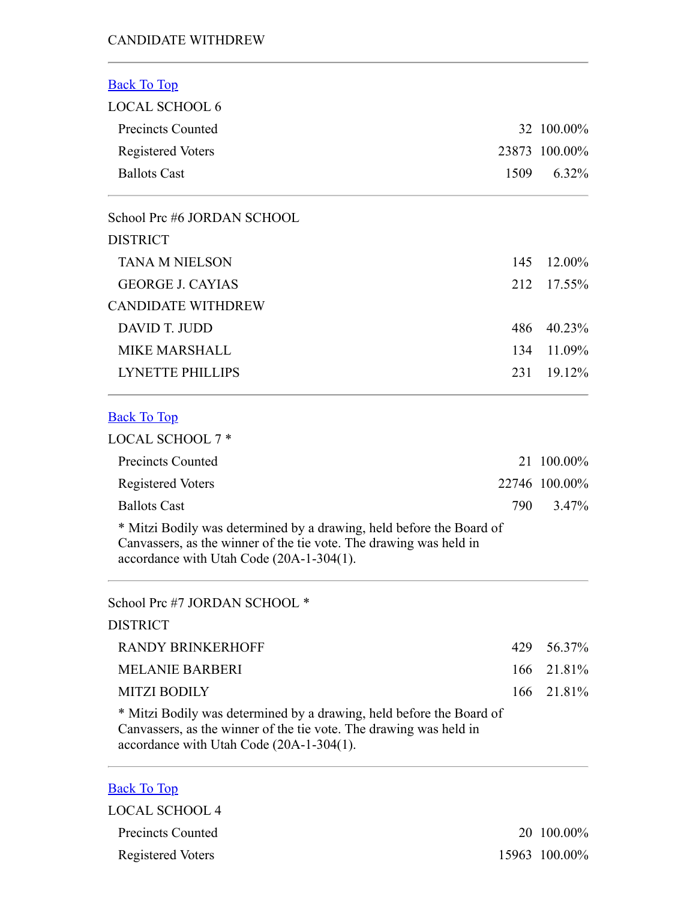CANDIDATE WITHDREW

---

[Back To Top]

LOCAL SCHOOL 6

| | | |
|---|---|---|
| Precincts Counted | 32 | 100.00% |
| Registered Voters | 23873 | 100.00% |
| Ballots Cast | 1509 | 6.32% |

---

School Prc #6 JORDAN SCHOOL DISTRICT

| | | |
|---|---|---|
| TANA M NIELSON | 145 | 12.00% |
| GEORGE J. CAYIAS | 212 | 17.55% |

CANDIDATE WITHDREW

| | | |
|---|---|---|
| DAVID T. JUDD | 486 | 40.23% |
| MIKE MARSHALL | 134 | 11.09% |
| LYNETTE PHILLIPS | 231 | 19.12% |

---

[Back To Top]

LOCAL SCHOOL 7 *

| | | |
|---|---|---|
| Precincts Counted | 21 | 100.00% |
| Registered Voters | 22746 | 100.00% |
| Ballots Cast | 790 | 3.47% |

* Mitzi Bodily was determined by a drawing, held before the Board of Canvassers, as the winner of the tie vote. The drawing was held in accordance with Utah Code (20A-1-304(1).

---

School Prc #7 JORDAN SCHOOL * DISTRICT

| | | |
|---|---|---|
| RANDY BRINKERHOFF | 429 | 56.37% |
| MELANIE BARBERI | 166 | 21.81% |
| MITZI BODILY | 166 | 21.81% |

* Mitzi Bodily was determined by a drawing, held before the Board of Canvassers, as the winner of the tie vote. The drawing was held in accordance with Utah Code (20A-1-304(1).

---

[Back To Top]

LOCAL SCHOOL 4

| | | |
|---|---|---|
| Precincts Counted | 20 | 100.00% |
| Registered Voters | 15963 | 100.00% |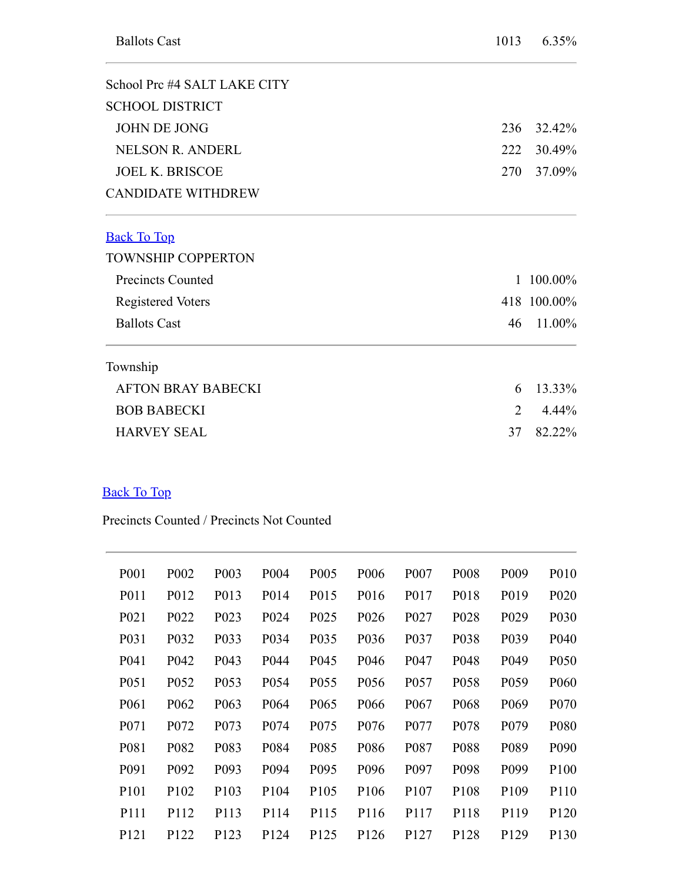| | | |
|---|---|---|
| Ballots Cast | 1013 | 6.35% |

School Prc #4 SALT LAKE CITY SCHOOL DISTRICT

| | | |
|---|---|---|
| JOHN DE JONG | 236 | 32.42% |
| NELSON R. ANDERL | 222 | 30.49% |
| JOEL K. BRISCOE | 270 | 37.09% |

CANDIDATE WITHDREW

[Back To Top]

TOWNSHIP COPPERTON

| | | |
|---|---|---|
| Precincts Counted | 1 | 100.00% |
| Registered Voters | 418 | 100.00% |
| Ballots Cast | 46 | 11.00% |

Township

| | | |
|---|---|---|
| AFTON BRAY BABECKI | 6 | 13.33% |
| BOB BABECKI | 2 | 4.44% |
| HARVEY SEAL | 37 | 82.22% |

[Back To Top]

Precincts Counted / Precincts Not Counted

| | | | | | | | | | |
|---|---|---|---|---|---|---|---|---|---|
| P001 | P002 | P003 | P004 | P005 | P006 | P007 | P008 | P009 | P010 |
| P011 | P012 | P013 | P014 | P015 | P016 | P017 | P018 | P019 | P020 |
| P021 | P022 | P023 | P024 | P025 | P026 | P027 | P028 | P029 | P030 |
| P031 | P032 | P033 | P034 | P035 | P036 | P037 | P038 | P039 | P040 |
| P041 | P042 | P043 | P044 | P045 | P046 | P047 | P048 | P049 | P050 |
| P051 | P052 | P053 | P054 | P055 | P056 | P057 | P058 | P059 | P060 |
| P061 | P062 | P063 | P064 | P065 | P066 | P067 | P068 | P069 | P070 |
| P071 | P072 | P073 | P074 | P075 | P076 | P077 | P078 | P079 | P080 |
| P081 | P082 | P083 | P084 | P085 | P086 | P087 | P088 | P089 | P090 |
| P091 | P092 | P093 | P094 | P095 | P096 | P097 | P098 | P099 | P100 |
| P101 | P102 | P103 | P104 | P105 | P106 | P107 | P108 | P109 | P110 |
| P111 | P112 | P113 | P114 | P115 | P116 | P117 | P118 | P119 | P120 |
| P121 | P122 | P123 | P124 | P125 | P126 | P127 | P128 | P129 | P130 |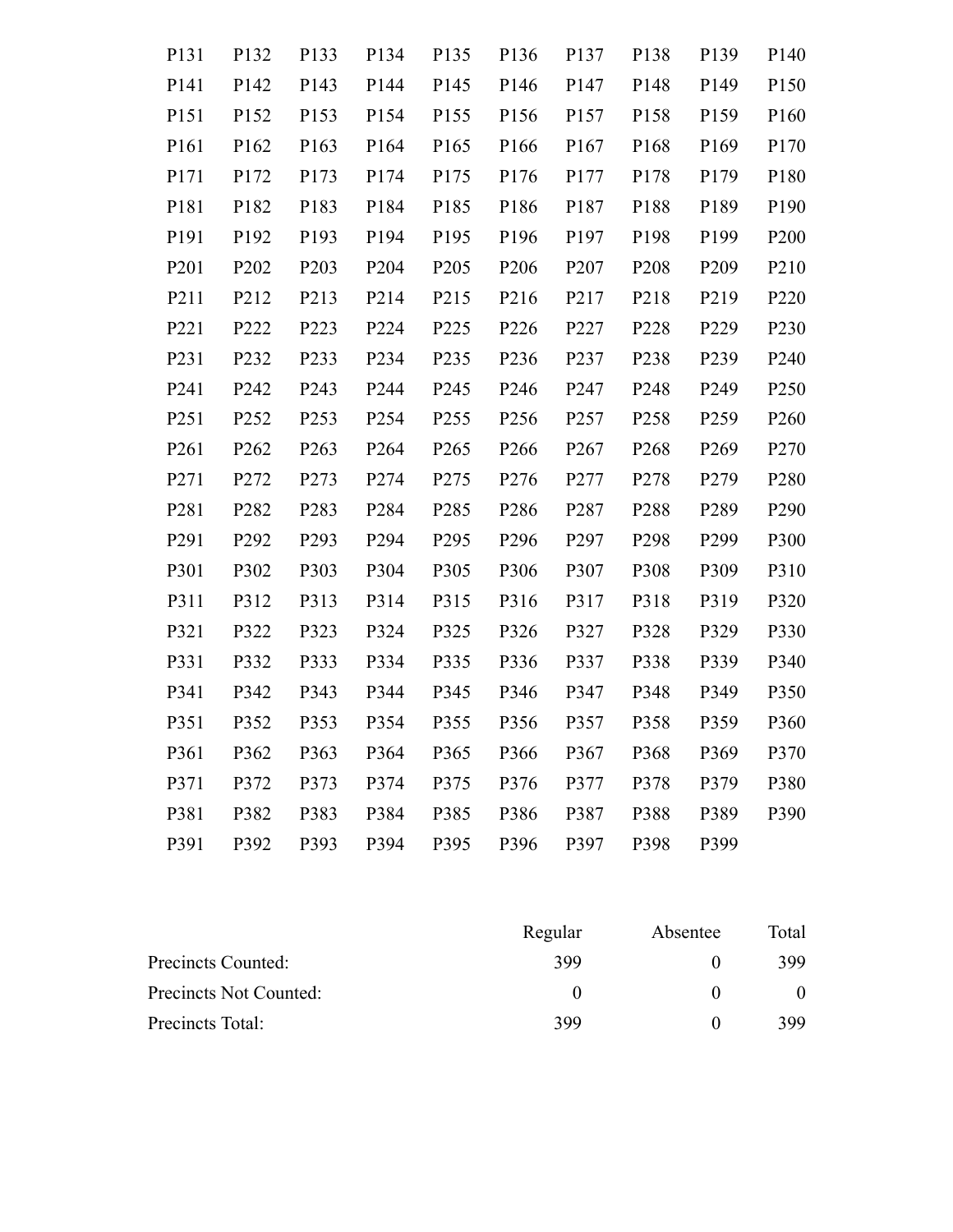| | | | | | | | | | |
|---|---|---|---|---|---|---|---|---|---|
| P131 | P132 | P133 | P134 | P135 | P136 | P137 | P138 | P139 | P140 |
| P141 | P142 | P143 | P144 | P145 | P146 | P147 | P148 | P149 | P150 |
| P151 | P152 | P153 | P154 | P155 | P156 | P157 | P158 | P159 | P160 |
| P161 | P162 | P163 | P164 | P165 | P166 | P167 | P168 | P169 | P170 |
| P171 | P172 | P173 | P174 | P175 | P176 | P177 | P178 | P179 | P180 |
| P181 | P182 | P183 | P184 | P185 | P186 | P187 | P188 | P189 | P190 |
| P191 | P192 | P193 | P194 | P195 | P196 | P197 | P198 | P199 | P200 |
| P201 | P202 | P203 | P204 | P205 | P206 | P207 | P208 | P209 | P210 |
| P211 | P212 | P213 | P214 | P215 | P216 | P217 | P218 | P219 | P220 |
| P221 | P222 | P223 | P224 | P225 | P226 | P227 | P228 | P229 | P230 |
| P231 | P232 | P233 | P234 | P235 | P236 | P237 | P238 | P239 | P240 |
| P241 | P242 | P243 | P244 | P245 | P246 | P247 | P248 | P249 | P250 |
| P251 | P252 | P253 | P254 | P255 | P256 | P257 | P258 | P259 | P260 |
| P261 | P262 | P263 | P264 | P265 | P266 | P267 | P268 | P269 | P270 |
| P271 | P272 | P273 | P274 | P275 | P276 | P277 | P278 | P279 | P280 |
| P281 | P282 | P283 | P284 | P285 | P286 | P287 | P288 | P289 | P290 |
| P291 | P292 | P293 | P294 | P295 | P296 | P297 | P298 | P299 | P300 |
| P301 | P302 | P303 | P304 | P305 | P306 | P307 | P308 | P309 | P310 |
| P311 | P312 | P313 | P314 | P315 | P316 | P317 | P318 | P319 | P320 |
| P321 | P322 | P323 | P324 | P325 | P326 | P327 | P328 | P329 | P330 |
| P331 | P332 | P333 | P334 | P335 | P336 | P337 | P338 | P339 | P340 |
| P341 | P342 | P343 | P344 | P345 | P346 | P347 | P348 | P349 | P350 |
| P351 | P352 | P353 | P354 | P355 | P356 | P357 | P358 | P359 | P360 |
| P361 | P362 | P363 | P364 | P365 | P366 | P367 | P368 | P369 | P370 |
| P371 | P372 | P373 | P374 | P375 | P376 | P377 | P378 | P379 | P380 |
| P381 | P382 | P383 | P384 | P385 | P386 | P387 | P388 | P389 | P390 |
| P391 | P392 | P393 | P394 | P395 | P396 | P397 | P398 | P399 | |

| | Regular | Absentee | Total |
|---|---|---|---|
| Precincts Counted: | 399 | 0 | 399 |
| Precincts Not Counted: | 0 | 0 | 0 |
| Precincts Total: | 399 | 0 | 399 |